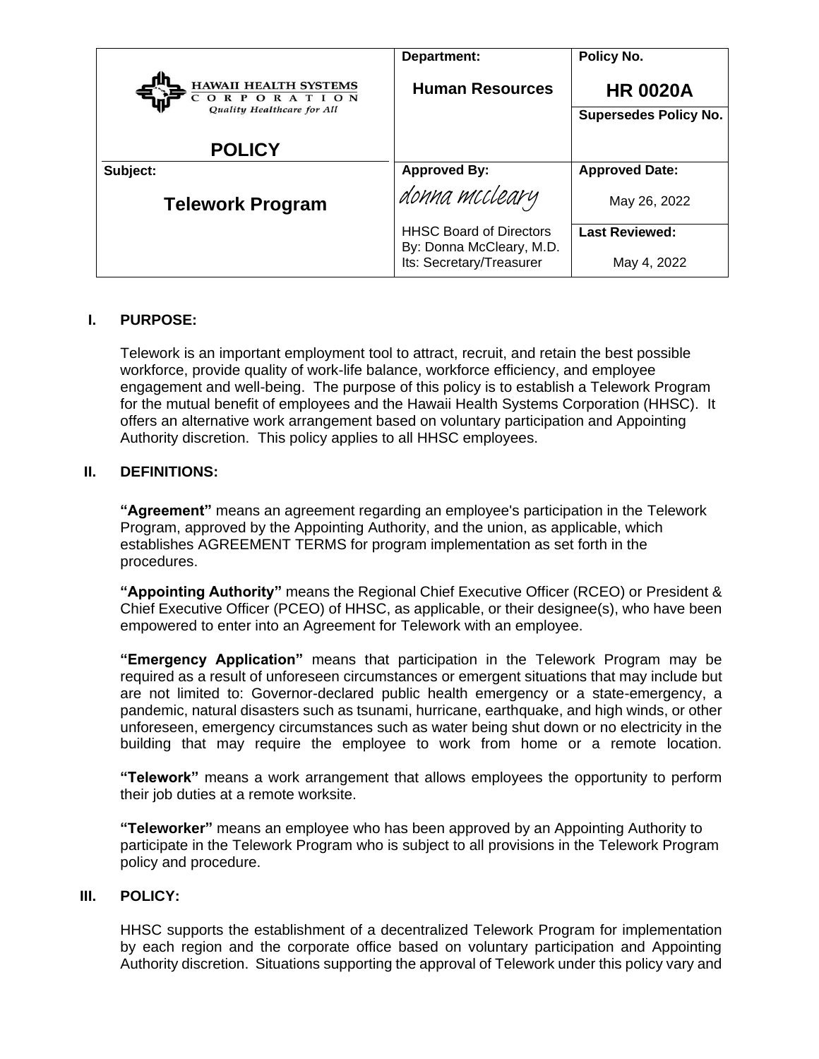| HAWAII HEALTH SYSTEMS CORPORATION *Quality Healthcare for All* **POLICY** | **Department:** **Human Resources** | **Policy No.** **HR 0020A** |
|---|---|---|
| | | **Supersedes Policy No.** |
| **Subject:** **Telework Program** | **Approved By:** *donna mccleary* HHSC Board of Directors By: Donna McCleary, M.D. Its: Secretary/Treasurer | **Approved Date:** May 26, 2022 |
| | | **Last Reviewed:** May 4, 2022 |

## I. PURPOSE:

Telework is an important employment tool to attract, recruit, and retain the best possible workforce, provide quality of work-life balance, workforce efficiency, and employee engagement and well-being. The purpose of this policy is to establish a Telework Program for the mutual benefit of employees and the Hawaii Health Systems Corporation (HHSC). It offers an alternative work arrangement based on voluntary participation and Appointing Authority discretion. This policy applies to all HHSC employees.

## II. DEFINITIONS:

**"Agreement"** means an agreement regarding an employee's participation in the Telework Program, approved by the Appointing Authority, and the union, as applicable, which establishes AGREEMENT TERMS for program implementation as set forth in the procedures.

**"Appointing Authority"** means the Regional Chief Executive Officer (RCEO) or President & Chief Executive Officer (PCEO) of HHSC, as applicable, or their designee(s), who have been empowered to enter into an Agreement for Telework with an employee.

**"Emergency Application"** means that participation in the Telework Program may be required as a result of unforeseen circumstances or emergent situations that may include but are not limited to: Governor-declared public health emergency or a state-emergency, a pandemic, natural disasters such as tsunami, hurricane, earthquake, and high winds, or other unforeseen, emergency circumstances such as water being shut down or no electricity in the building that may require the employee to work from home or a remote location.

**"Telework"** means a work arrangement that allows employees the opportunity to perform their job duties at a remote worksite.

**"Teleworker"** means an employee who has been approved by an Appointing Authority to participate in the Telework Program who is subject to all provisions in the Telework Program policy and procedure.

## III. POLICY:

HHSC supports the establishment of a decentralized Telework Program for implementation by each region and the corporate office based on voluntary participation and Appointing Authority discretion. Situations supporting the approval of Telework under this policy vary and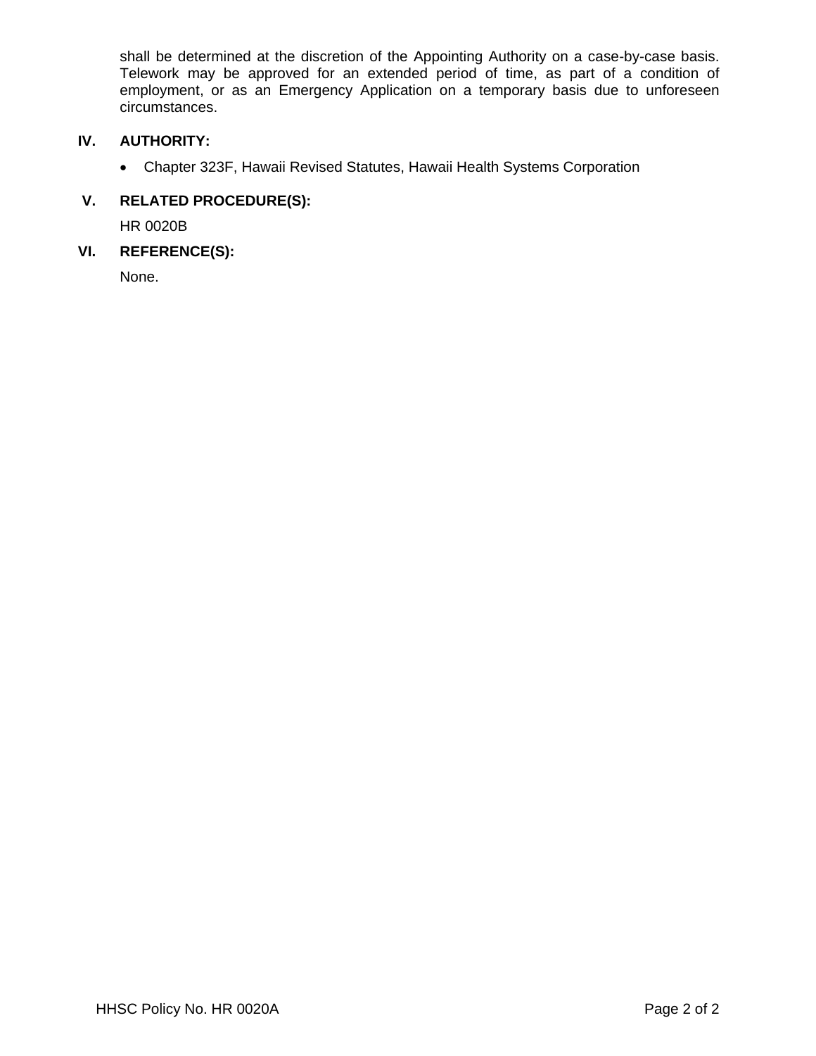shall be determined at the discretion of the Appointing Authority on a case-by-case basis. Telework may be approved for an extended period of time, as part of a condition of employment, or as an Emergency Application on a temporary basis due to unforeseen circumstances.

## IV. AUTHORITY:

- Chapter 323F, Hawaii Revised Statutes, Hawaii Health Systems Corporation

## V. RELATED PROCEDURE(S):

HR 0020B

## VI. REFERENCE(S):

None.